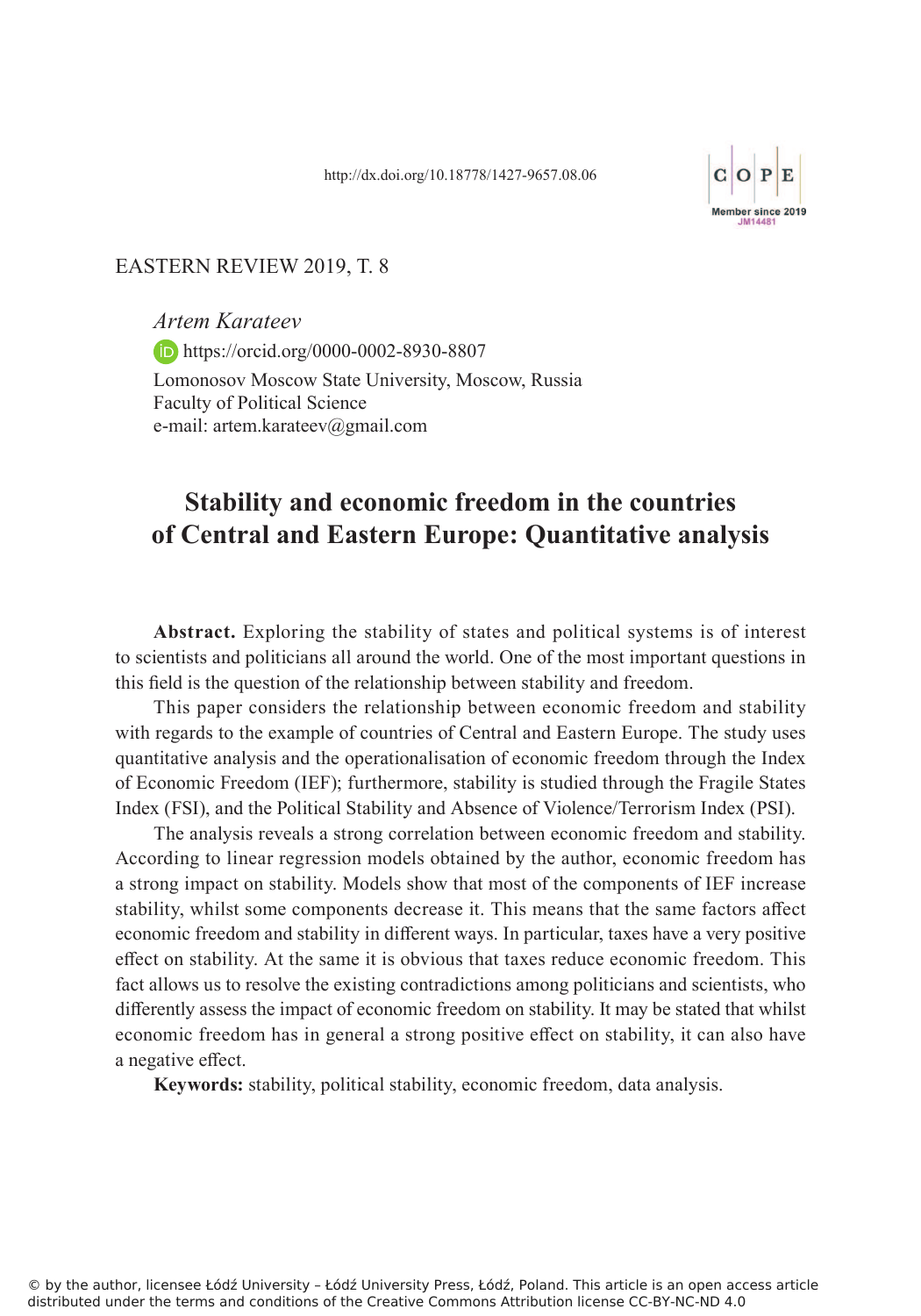http://dx.doi.org/10.18778/1427-9657.08.06

EASTERN REVIEW 2019, T. 8

*Artem Karateev*

https://orcid.org/0000-0002-8930-8807

Lomonosov Moscow State University, Moscow, Russia
Faculty of Political Science
e-mail: artem.karateev@gmail.com

# Stability and economic freedom in the countries of Central and Eastern Europe: Quantitative analysis

**Abstract.** Exploring the stability of states and political systems is of interest to scientists and politicians all around the world. One of the most important questions in this field is the question of the relationship between stability and freedom.

This paper considers the relationship between economic freedom and stability with regards to the example of countries of Central and Eastern Europe. The study uses quantitative analysis and the operationalisation of economic freedom through the Index of Economic Freedom (IEF); furthermore, stability is studied through the Fragile States Index (FSI), and the Political Stability and Absence of Violence/Terrorism Index (PSI).

The analysis reveals a strong correlation between economic freedom and stability. According to linear regression models obtained by the author, economic freedom has a strong impact on stability. Models show that most of the components of IEF increase stability, whilst some components decrease it. This means that the same factors affect economic freedom and stability in different ways. In particular, taxes have a very positive effect on stability. At the same it is obvious that taxes reduce economic freedom. This fact allows us to resolve the existing contradictions among politicians and scientists, who differently assess the impact of economic freedom on stability. It may be stated that whilst economic freedom has in general a strong positive effect on stability, it can also have a negative effect.

**Keywords:** stability, political stability, economic freedom, data analysis.

© by the author, licensee Łódź University – Łódź University Press, Łódź, Poland. This article is an open access article distributed under the terms and conditions of the Creative Commons Attribution license CC-BY-NC-ND 4.0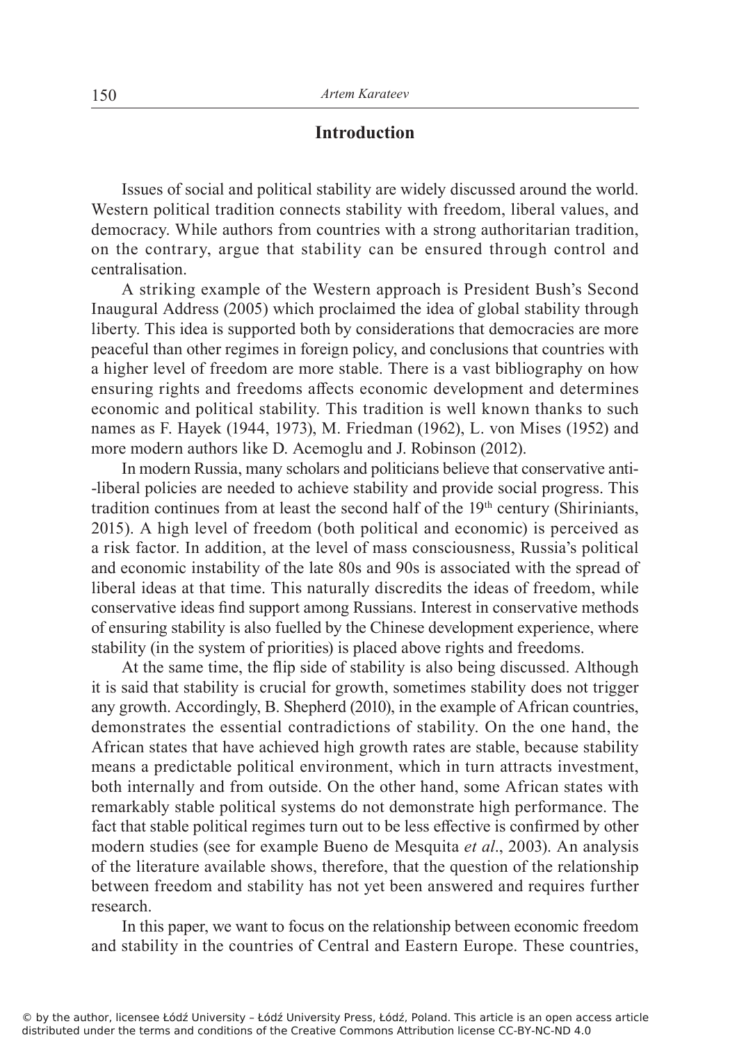## Introduction

Issues of social and political stability are widely discussed around the world. Western political tradition connects stability with freedom, liberal values, and democracy. While authors from countries with a strong authoritarian tradition, on the contrary, argue that stability can be ensured through control and centralisation.

A striking example of the Western approach is President Bush's Second Inaugural Address (2005) which proclaimed the idea of global stability through liberty. This idea is supported both by considerations that democracies are more peaceful than other regimes in foreign policy, and conclusions that countries with a higher level of freedom are more stable. There is a vast bibliography on how ensuring rights and freedoms affects economic development and determines economic and political stability. This tradition is well known thanks to such names as F. Hayek (1944, 1973), M. Friedman (1962), L. von Mises (1952) and more modern authors like D. Acemoglu and J. Robinson (2012).

In modern Russia, many scholars and politicians believe that conservative anti-liberal policies are needed to achieve stability and provide social progress. This tradition continues from at least the second half of the 19th century (Shiriniants, 2015). A high level of freedom (both political and economic) is perceived as a risk factor. In addition, at the level of mass consciousness, Russia's political and economic instability of the late 80s and 90s is associated with the spread of liberal ideas at that time. This naturally discredits the ideas of freedom, while conservative ideas find support among Russians. Interest in conservative methods of ensuring stability is also fuelled by the Chinese development experience, where stability (in the system of priorities) is placed above rights and freedoms.

At the same time, the flip side of stability is also being discussed. Although it is said that stability is crucial for growth, sometimes stability does not trigger any growth. Accordingly, B. Shepherd (2010), in the example of African countries, demonstrates the essential contradictions of stability. On the one hand, the African states that have achieved high growth rates are stable, because stability means a predictable political environment, which in turn attracts investment, both internally and from outside. On the other hand, some African states with remarkably stable political systems do not demonstrate high performance. The fact that stable political regimes turn out to be less effective is confirmed by other modern studies (see for example Bueno de Mesquita *et al*., 2003). An analysis of the literature available shows, therefore, that the question of the relationship between freedom and stability has not yet been answered and requires further research.

In this paper, we want to focus on the relationship between economic freedom and stability in the countries of Central and Eastern Europe. These countries,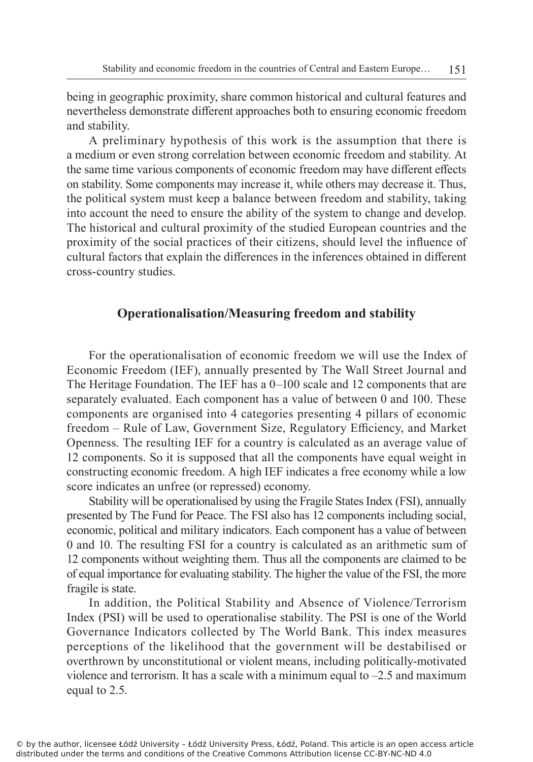being in geographic proximity, share common historical and cultural features and nevertheless demonstrate different approaches both to ensuring economic freedom and stability.

A preliminary hypothesis of this work is the assumption that there is a medium or even strong correlation between economic freedom and stability. At the same time various components of economic freedom may have different effects on stability. Some components may increase it, while others may decrease it. Thus, the political system must keep a balance between freedom and stability, taking into account the need to ensure the ability of the system to change and develop. The historical and cultural proximity of the studied European countries and the proximity of the social practices of their citizens, should level the influence of cultural factors that explain the differences in the inferences obtained in different cross-country studies.

## Operationalisation/Measuring freedom and stability

For the operationalisation of economic freedom we will use the Index of Economic Freedom (IEF), annually presented by The Wall Street Journal and The Heritage Foundation. The IEF has a 0–100 scale and 12 components that are separately evaluated. Each component has a value of between 0 and 100. These components are organised into 4 categories presenting 4 pillars of economic freedom – Rule of Law, Government Size, Regulatory Efficiency, and Market Openness. The resulting IEF for a country is calculated as an average value of 12 components. So it is supposed that all the components have equal weight in constructing economic freedom. A high IEF indicates a free economy while a low score indicates an unfree (or repressed) economy.

Stability will be operationalised by using the Fragile States Index (FSI), annually presented by The Fund for Peace. The FSI also has 12 components including social, economic, political and military indicators. Each component has a value of between 0 and 10. The resulting FSI for a country is calculated as an arithmetic sum of 12 components without weighting them. Thus all the components are claimed to be of equal importance for evaluating stability. The higher the value of the FSI, the more fragile is state.

In addition, the Political Stability and Absence of Violence/Terrorism Index (PSI) will be used to operationalise stability. The PSI is one of the World Governance Indicators collected by The World Bank. This index measures perceptions of the likelihood that the government will be destabilised or overthrown by unconstitutional or violent means, including politically-motivated violence and terrorism. It has a scale with a minimum equal to –2.5 and maximum equal to 2.5.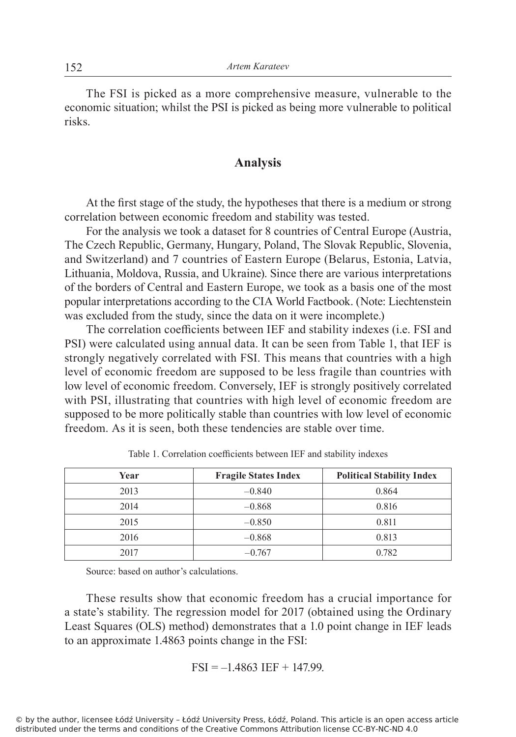The FSI is picked as a more comprehensive measure, vulnerable to the economic situation; whilst the PSI is picked as being more vulnerable to political risks.

## Analysis

At the first stage of the study, the hypotheses that there is a medium or strong correlation between economic freedom and stability was tested.

For the analysis we took a dataset for 8 countries of Central Europe (Austria, The Czech Republic, Germany, Hungary, Poland, The Slovak Republic, Slovenia, and Switzerland) and 7 countries of Eastern Europe (Belarus, Estonia, Latvia, Lithuania, Moldova, Russia, and Ukraine). Since there are various interpretations of the borders of Central and Eastern Europe, we took as a basis one of the most popular interpretations according to the CIA World Factbook. (Note: Liechtenstein was excluded from the study, since the data on it were incomplete.)

The correlation coefficients between IEF and stability indexes (i.e. FSI and PSI) were calculated using annual data. It can be seen from Table 1, that IEF is strongly negatively correlated with FSI. This means that countries with a high level of economic freedom are supposed to be less fragile than countries with low level of economic freedom. Conversely, IEF is strongly positively correlated with PSI, illustrating that countries with high level of economic freedom are supposed to be more politically stable than countries with low level of economic freedom. As it is seen, both these tendencies are stable over time.

Table 1. Correlation coefficients between IEF and stability indexes

| Year | Fragile States Index | Political Stability Index |
|---|---|---|
| 2013 | –0.840 | 0.864 |
| 2014 | –0.868 | 0.816 |
| 2015 | –0.850 | 0.811 |
| 2016 | –0.868 | 0.813 |
| 2017 | –0.767 | 0.782 |

Source: based on author's calculations.

These results show that economic freedom has a crucial importance for a state's stability. The regression model for 2017 (obtained using the Ordinary Least Squares (OLS) method) demonstrates that a 1.0 point change in IEF leads to an approximate 1.4863 points change in the FSI:

$$FSI = -1.4863\ IEF + 147.99.$$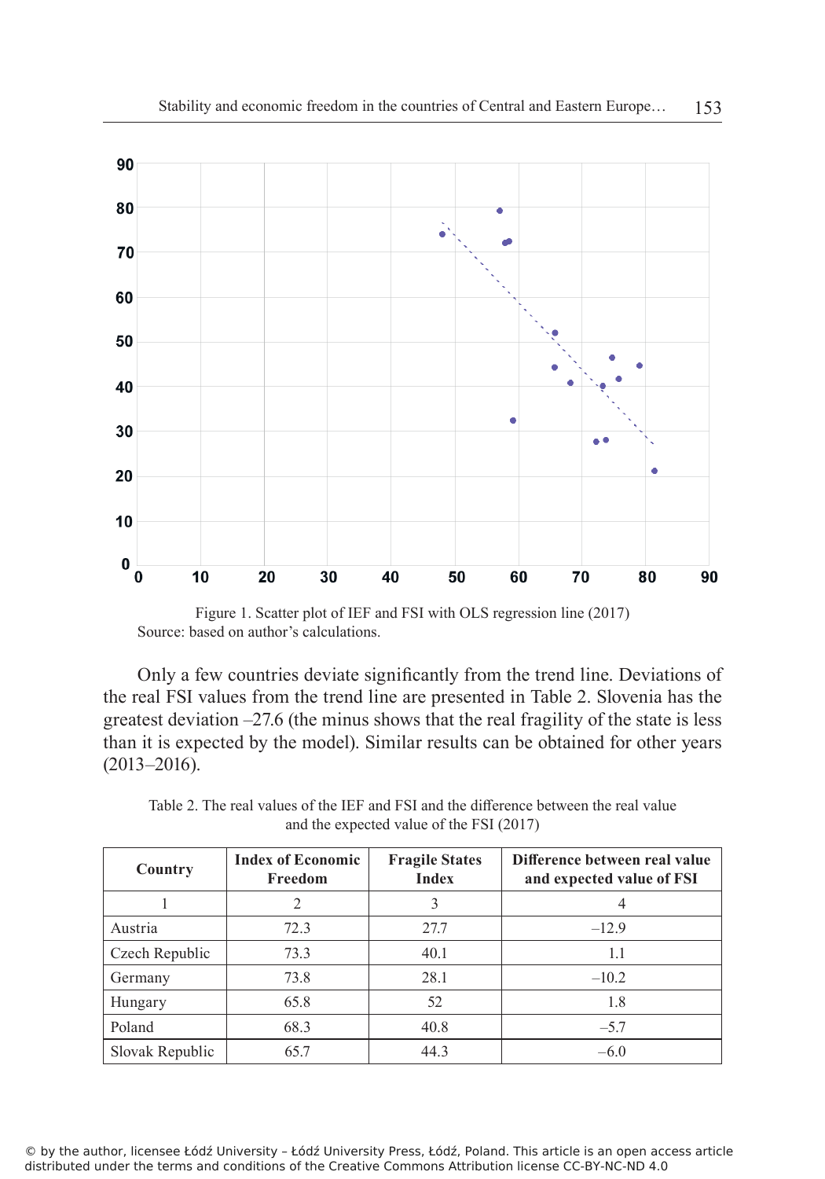Figure 1. Scatter plot of IEF and FSI with OLS regression line (2017)

Source: based on author's calculations.

Only a few countries deviate significantly from the trend line. Deviations of the real FSI values from the trend line are presented in Table 2. Slovenia has the greatest deviation –27.6 (the minus shows that the real fragility of the state is less than it is expected by the model). Similar results can be obtained for other years (2013–2016).

Table 2. The real values of the IEF and FSI and the difference between the real value and the expected value of the FSI (2017)

| Country | Index of Economic Freedom | Fragile States Index | Difference between real value and expected value of FSI |
|---|---|---|---|
| 1 | 2 | 3 | 4 |
| Austria | 72.3 | 27.7 | –12.9 |
| Czech Republic | 73.3 | 40.1 | 1.1 |
| Germany | 73.8 | 28.1 | –10.2 |
| Hungary | 65.8 | 52 | 1.8 |
| Poland | 68.3 | 40.8 | –5.7 |
| Slovak Republic | 65.7 | 44.3 | –6.0 |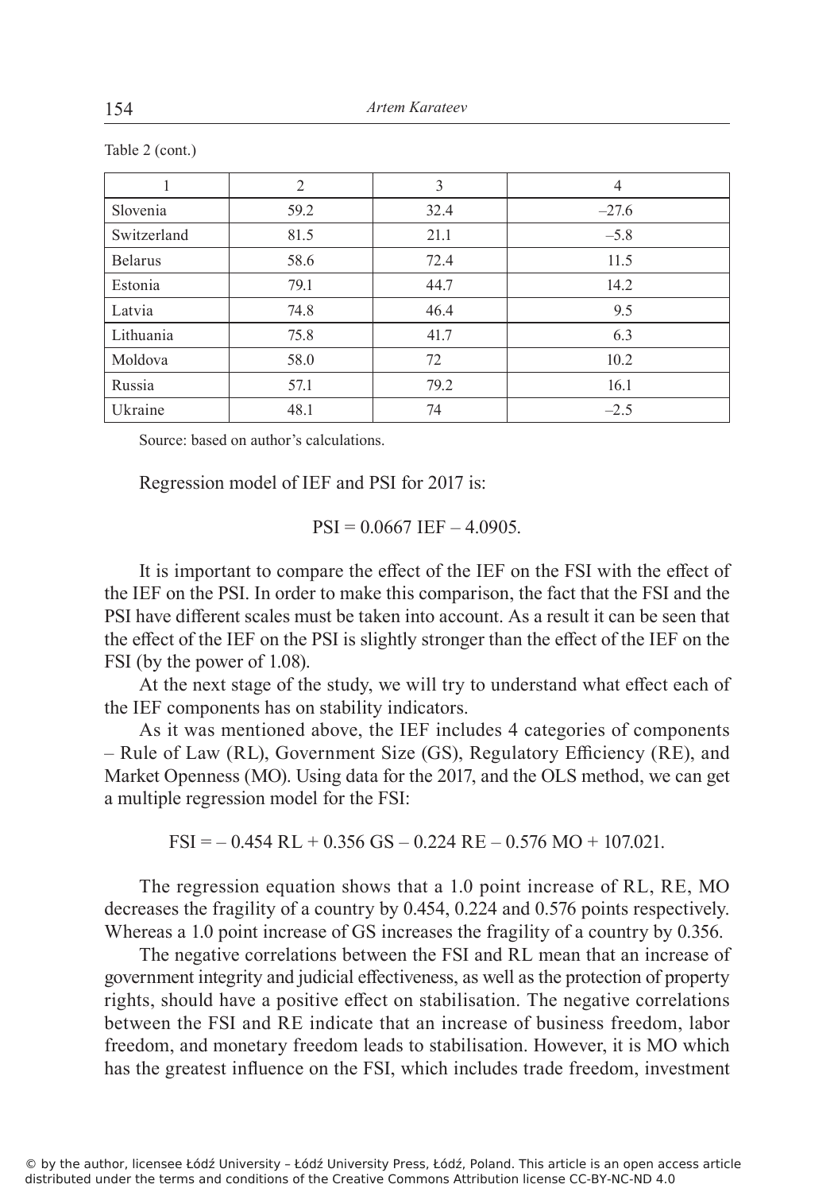Table 2 (cont.)

| 1 | 2 | 3 | 4 |
|---|---|---|---|
| Slovenia | 59.2 | 32.4 | –27.6 |
| Switzerland | 81.5 | 21.1 | –5.8 |
| Belarus | 58.6 | 72.4 | 11.5 |
| Estonia | 79.1 | 44.7 | 14.2 |
| Latvia | 74.8 | 46.4 | 9.5 |
| Lithuania | 75.8 | 41.7 | 6.3 |
| Moldova | 58.0 | 72 | 10.2 |
| Russia | 57.1 | 79.2 | 16.1 |
| Ukraine | 48.1 | 74 | –2.5 |

Source: based on author's calculations.

Regression model of IEF and PSI for 2017 is:

$$PSI = 0.0667\ IEF - 4.0905.$$

It is important to compare the effect of the IEF on the FSI with the effect of the IEF on the PSI. In order to make this comparison, the fact that the FSI and the PSI have different scales must be taken into account. As a result it can be seen that the effect of the IEF on the PSI is slightly stronger than the effect of the IEF on the FSI (by the power of 1.08).

At the next stage of the study, we will try to understand what effect each of the IEF components has on stability indicators.

As it was mentioned above, the IEF includes 4 categories of components – Rule of Law (RL), Government Size (GS), Regulatory Efficiency (RE), and Market Openness (MO). Using data for the 2017, and the OLS method, we can get a multiple regression model for the FSI:

$$FSI = -0.454\ RL + 0.356\ GS - 0.224\ RE - 0.576\ MO + 107.021.$$

The regression equation shows that a 1.0 point increase of RL, RE, MO decreases the fragility of a country by 0.454, 0.224 and 0.576 points respectively. Whereas a 1.0 point increase of GS increases the fragility of a country by 0.356.

The negative correlations between the FSI and RL mean that an increase of government integrity and judicial effectiveness, as well as the protection of property rights, should have a positive effect on stabilisation. The negative correlations between the FSI and RE indicate that an increase of business freedom, labor freedom, and monetary freedom leads to stabilisation. However, it is MO which has the greatest influence on the FSI, which includes trade freedom, investment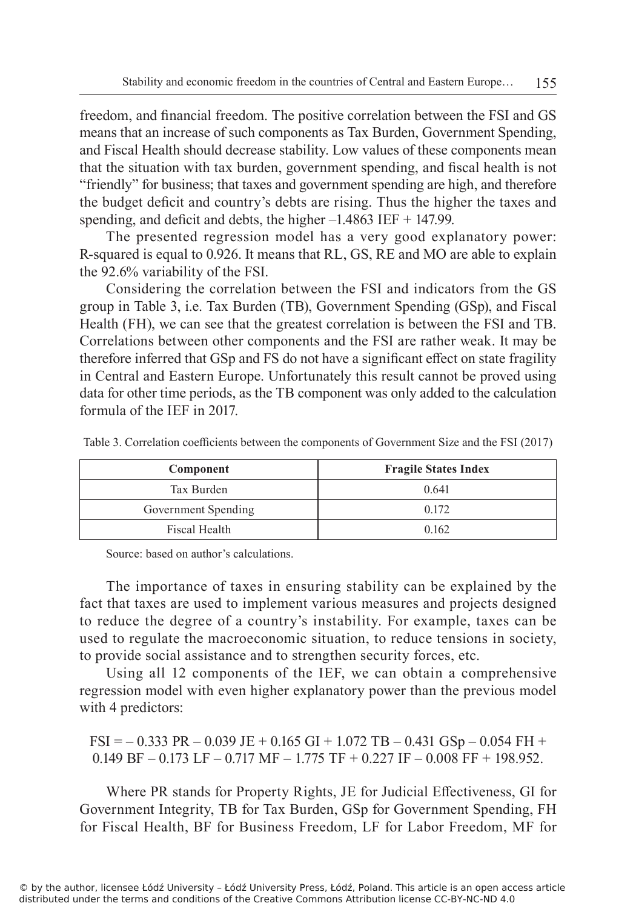freedom, and financial freedom. The positive correlation between the FSI and GS means that an increase of such components as Tax Burden, Government Spending, and Fiscal Health should decrease stability. Low values of these components mean that the situation with tax burden, government spending, and fiscal health is not "friendly" for business; that taxes and government spending are high, and therefore the budget deficit and country's debts are rising. Thus the higher the taxes and spending, and deficit and debts, the higher $-1.4863$ IEF + 147.99.

The presented regression model has a very good explanatory power: R-squared is equal to 0.926. It means that RL, GS, RE and MO are able to explain the 92.6% variability of the FSI.

Considering the correlation between the FSI and indicators from the GS group in Table 3, i.e. Tax Burden (TB), Government Spending (GSp), and Fiscal Health (FH), we can see that the greatest correlation is between the FSI and TB. Correlations between other components and the FSI are rather weak. It may be therefore inferred that GSp and FS do not have a significant effect on state fragility in Central and Eastern Europe. Unfortunately this result cannot be proved using data for other time periods, as the TB component was only added to the calculation formula of the IEF in 2017.

Table 3. Correlation coefficients between the components of Government Size and the FSI (2017)

| Component | Fragile States Index |
|---|---|
| Tax Burden | 0.641 |
| Government Spending | 0.172 |
| Fiscal Health | 0.162 |

Source: based on author's calculations.

The importance of taxes in ensuring stability can be explained by the fact that taxes are used to implement various measures and projects designed to reduce the degree of a country's instability. For example, taxes can be used to regulate the macroeconomic situation, to reduce tensions in society, to provide social assistance and to strengthen security forces, etc.

Using all 12 components of the IEF, we can obtain a comprehensive regression model with even higher explanatory power than the previous model with 4 predictors:

$$FSI = -0.333\ PR - 0.039\ JE + 0.165\ GI + 1.072\ TB - 0.431\ GSp - 0.054\ FH + 0.149\ BF - 0.173\ LF - 0.717\ MF - 1.775\ TF + 0.227\ IF - 0.008\ FF + 198.952.$$

Where PR stands for Property Rights, JE for Judicial Effectiveness, GI for Government Integrity, TB for Tax Burden, GSp for Government Spending, FH for Fiscal Health, BF for Business Freedom, LF for Labor Freedom, MF for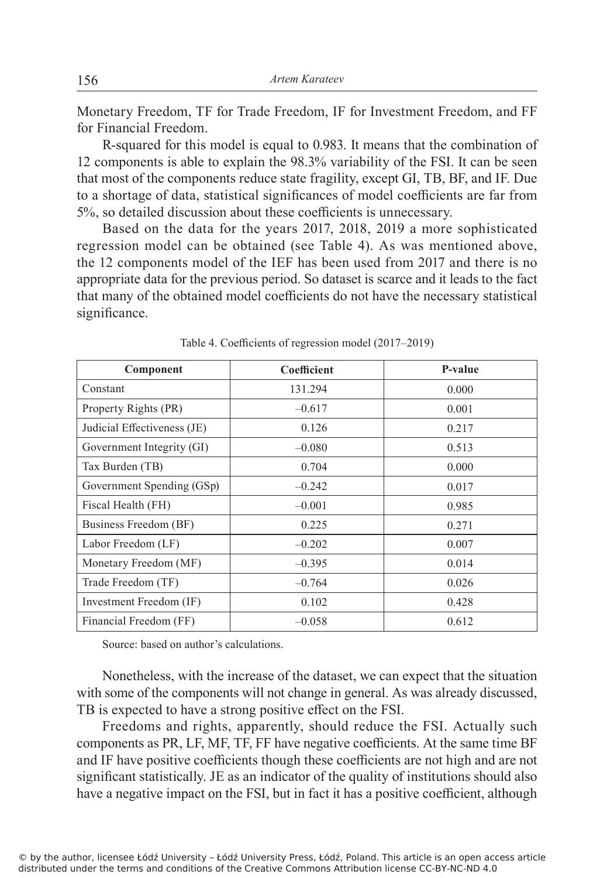Monetary Freedom, TF for Trade Freedom, IF for Investment Freedom, and FF for Financial Freedom.

R-squared for this model is equal to 0.983. It means that the combination of 12 components is able to explain the 98.3% variability of the FSI. It can be seen that most of the components reduce state fragility, except GI, TB, BF, and IF. Due to a shortage of data, statistical significances of model coefficients are far from 5%, so detailed discussion about these coefficients is unnecessary.

Based on the data for the years 2017, 2018, 2019 a more sophisticated regression model can be obtained (see Table 4). As was mentioned above, the 12 components model of the IEF has been used from 2017 and there is no appropriate data for the previous period. So dataset is scarce and it leads to the fact that many of the obtained model coefficients do not have the necessary statistical significance.

Table 4. Coefficients of regression model (2017–2019)

| Component | Coefficient | P-value |
|---|---|---|
| Constant | 131.294 | 0.000 |
| Property Rights (PR) | –0.617 | 0.001 |
| Judicial Effectiveness (JE) | 0.126 | 0.217 |
| Government Integrity (GI) | –0.080 | 0.513 |
| Tax Burden (TB) | 0.704 | 0.000 |
| Government Spending (GSp) | –0.242 | 0.017 |
| Fiscal Health (FH) | –0.001 | 0.985 |
| Business Freedom (BF) | 0.225 | 0.271 |
| Labor Freedom (LF) | –0.202 | 0.007 |
| Monetary Freedom (MF) | –0.395 | 0.014 |
| Trade Freedom (TF) | –0.764 | 0.026 |
| Investment Freedom (IF) | 0.102 | 0.428 |
| Financial Freedom (FF) | –0.058 | 0.612 |

Source: based on author's calculations.

Nonetheless, with the increase of the dataset, we can expect that the situation with some of the components will not change in general. As was already discussed, TB is expected to have a strong positive effect on the FSI.

Freedoms and rights, apparently, should reduce the FSI. Actually such components as PR, LF, MF, TF, FF have negative coefficients. At the same time BF and IF have positive coefficients though these coefficients are not high and are not significant statistically. JE as an indicator of the quality of institutions should also have a negative impact on the FSI, but in fact it has a positive coefficient, although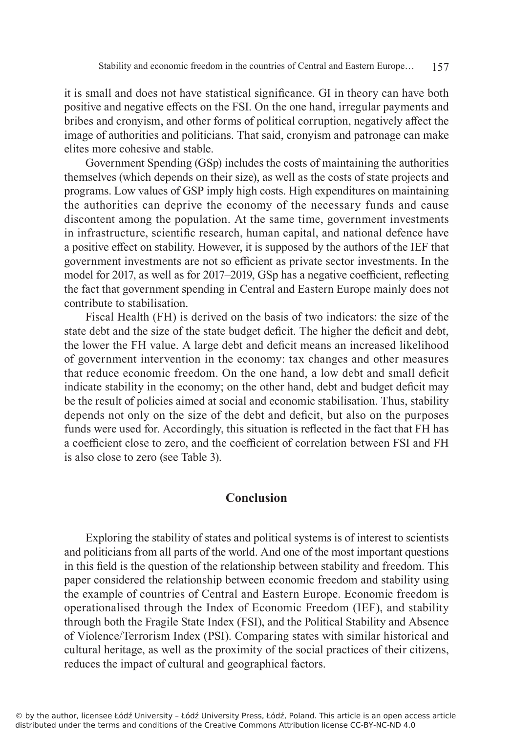it is small and does not have statistical significance. GI in theory can have both positive and negative effects on the FSI. On the one hand, irregular payments and bribes and cronyism, and other forms of political corruption, negatively affect the image of authorities and politicians. That said, cronyism and patronage can make elites more cohesive and stable.

Government Spending (GSp) includes the costs of maintaining the authorities themselves (which depends on their size), as well as the costs of state projects and programs. Low values of GSP imply high costs. High expenditures on maintaining the authorities can deprive the economy of the necessary funds and cause discontent among the population. At the same time, government investments in infrastructure, scientific research, human capital, and national defence have a positive effect on stability. However, it is supposed by the authors of the IEF that government investments are not so efficient as private sector investments. In the model for 2017, as well as for 2017–2019, GSp has a negative coefficient, reflecting the fact that government spending in Central and Eastern Europe mainly does not contribute to stabilisation.

Fiscal Health (FH) is derived on the basis of two indicators: the size of the state debt and the size of the state budget deficit. The higher the deficit and debt, the lower the FH value. A large debt and deficit means an increased likelihood of government intervention in the economy: tax changes and other measures that reduce economic freedom. On the one hand, a low debt and small deficit indicate stability in the economy; on the other hand, debt and budget deficit may be the result of policies aimed at social and economic stabilisation. Thus, stability depends not only on the size of the debt and deficit, but also on the purposes funds were used for. Accordingly, this situation is reflected in the fact that FH has a coefficient close to zero, and the coefficient of correlation between FSI and FH is also close to zero (see Table 3).

## Conclusion

Exploring the stability of states and political systems is of interest to scientists and politicians from all parts of the world. And one of the most important questions in this field is the question of the relationship between stability and freedom. This paper considered the relationship between economic freedom and stability using the example of countries of Central and Eastern Europe. Economic freedom is operationalised through the Index of Economic Freedom (IEF), and stability through both the Fragile State Index (FSI), and the Political Stability and Absence of Violence/Terrorism Index (PSI). Comparing states with similar historical and cultural heritage, as well as the proximity of the social practices of their citizens, reduces the impact of cultural and geographical factors.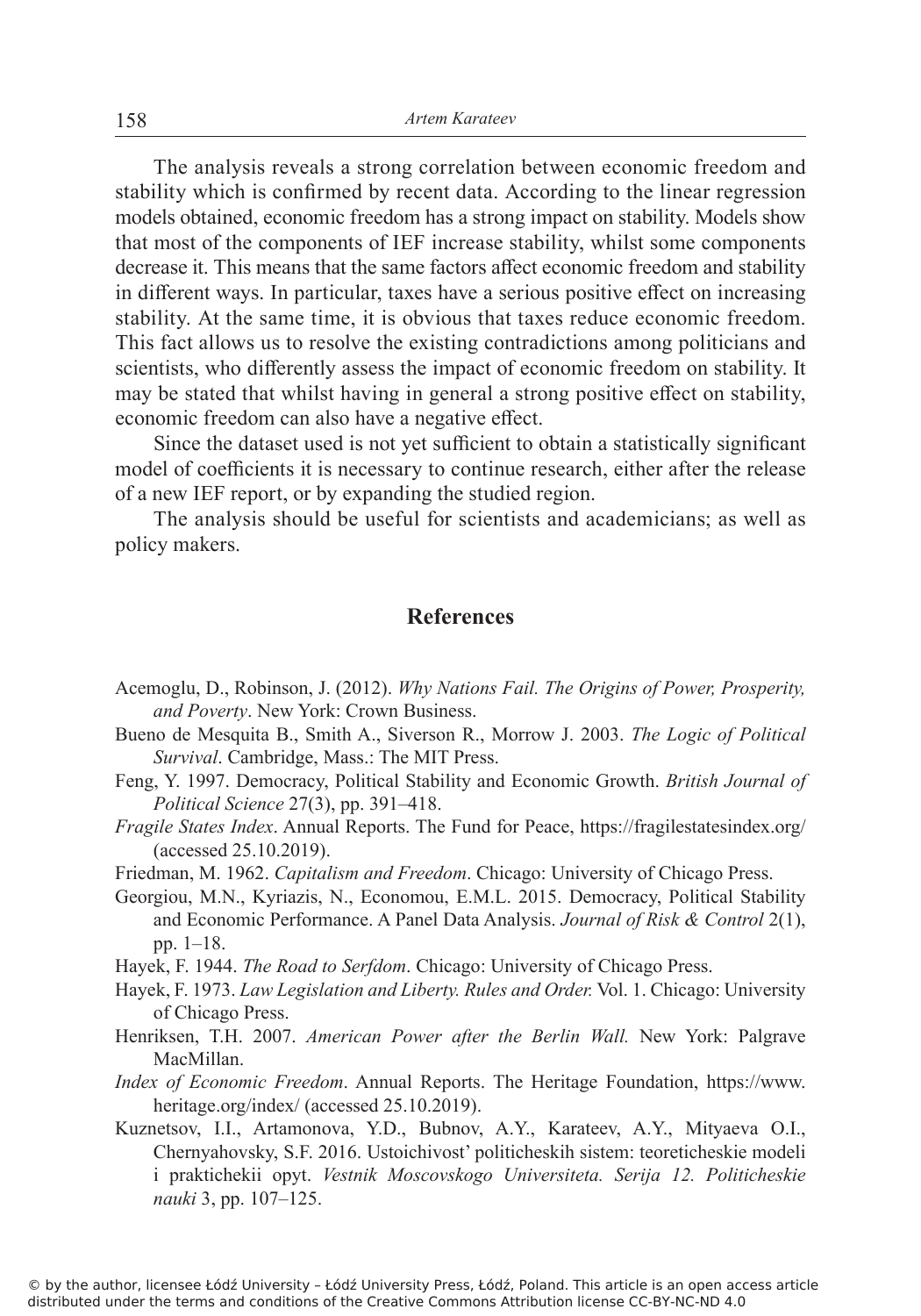The analysis reveals a strong correlation between economic freedom and stability which is confirmed by recent data. According to the linear regression models obtained, economic freedom has a strong impact on stability. Models show that most of the components of IEF increase stability, whilst some components decrease it. This means that the same factors affect economic freedom and stability in different ways. In particular, taxes have a serious positive effect on increasing stability. At the same time, it is obvious that taxes reduce economic freedom. This fact allows us to resolve the existing contradictions among politicians and scientists, who differently assess the impact of economic freedom on stability. It may be stated that whilst having in general a strong positive effect on stability, economic freedom can also have a negative effect.

Since the dataset used is not yet sufficient to obtain a statistically significant model of coefficients it is necessary to continue research, either after the release of a new IEF report, or by expanding the studied region.

The analysis should be useful for scientists and academicians; as well as policy makers.

## References

Acemoglu, D., Robinson, J. (2012). *Why Nations Fail. The Origins of Power, Prosperity, and Poverty*. New York: Crown Business.

Bueno de Mesquita B., Smith A., Siverson R., Morrow J. 2003. *The Logic of Political Survival*. Cambridge, Mass.: The MIT Press.

Feng, Y. 1997. Democracy, Political Stability and Economic Growth. *British Journal of Political Science* 27(3), pp. 391–418.

*Fragile States Index*. Annual Reports. The Fund for Peace, https://fragilestatesindex.org/ (accessed 25.10.2019).

Friedman, M. 1962. *Capitalism and Freedom*. Chicago: University of Chicago Press.

Georgiou, M.N., Kyriazis, N., Economou, E.M.L. 2015. Democracy, Political Stability and Economic Performance. A Panel Data Analysis. *Journal of Risk & Control* 2(1), pp. 1–18.

Hayek, F. 1944. *The Road to Serfdom*. Chicago: University of Chicago Press.

Hayek, F. 1973. *Law Legislation and Liberty. Rules and Order.* Vol. 1. Chicago: University of Chicago Press.

Henriksen, T.H. 2007. *American Power after the Berlin Wall.* New York: Palgrave MacMillan.

*Index of Economic Freedom*. Annual Reports. The Heritage Foundation, https://www.heritage.org/index/ (accessed 25.10.2019).

Kuznetsov, I.I., Artamonova, Y.D., Bubnov, A.Y., Karateev, A.Y., Mityaeva O.I., Chernyahovsky, S.F. 2016. Ustoichivost' politicheskih sistem: teoreticheskie modeli i praktichekii opyt. *Vestnik Moscovskogo Universiteta. Serija 12. Politicheskie nauki* 3, pp. 107–125.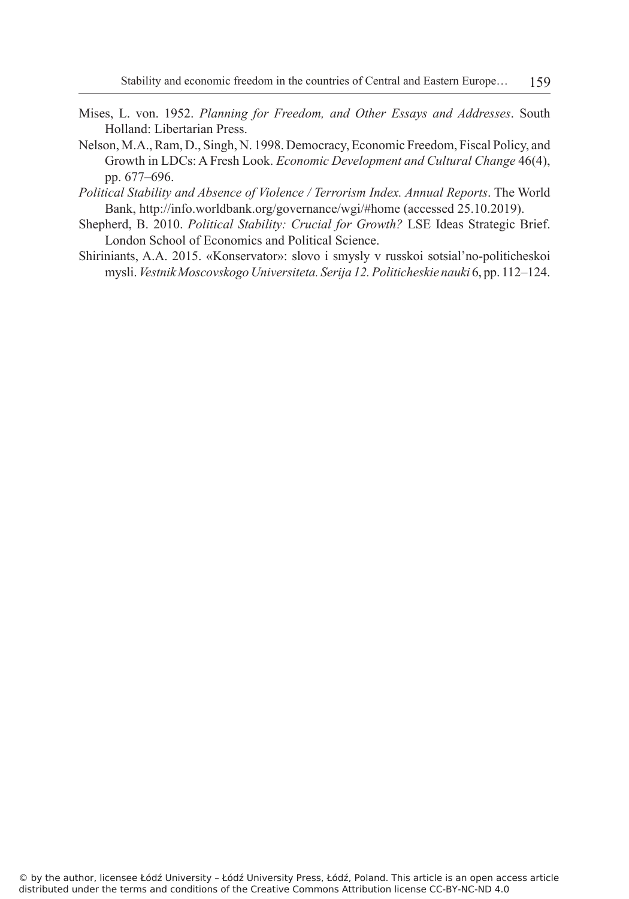Mises, L. von. 1952. *Planning for Freedom, and Other Essays and Addresses*. South Holland: Libertarian Press.

Nelson, M.A., Ram, D., Singh, N. 1998. Democracy, Economic Freedom, Fiscal Policy, and Growth in LDCs: A Fresh Look. *Economic Development and Cultural Change* 46(4), pp. 677–696.

*Political Stability and Absence of Violence / Terrorism Index. Annual Reports*. The World Bank, http://info.worldbank.org/governance/wgi/#home (accessed 25.10.2019).

Shepherd, B. 2010. *Political Stability: Crucial for Growth?* LSE Ideas Strategic Brief. London School of Economics and Political Science.

Shiriniants, A.A. 2015. «Konservator»: slovo i smysly v russkoi sotsial'no-politicheskoi mysli. *Vestnik Moscovskogo Universiteta. Serija 12. Politicheskie nauki* 6, pp. 112–124.

© by the author, licensee Łódź University – Łódź University Press, Łódź, Poland. This article is an open access article distributed under the terms and conditions of the Creative Commons Attribution license CC-BY-NC-ND 4.0